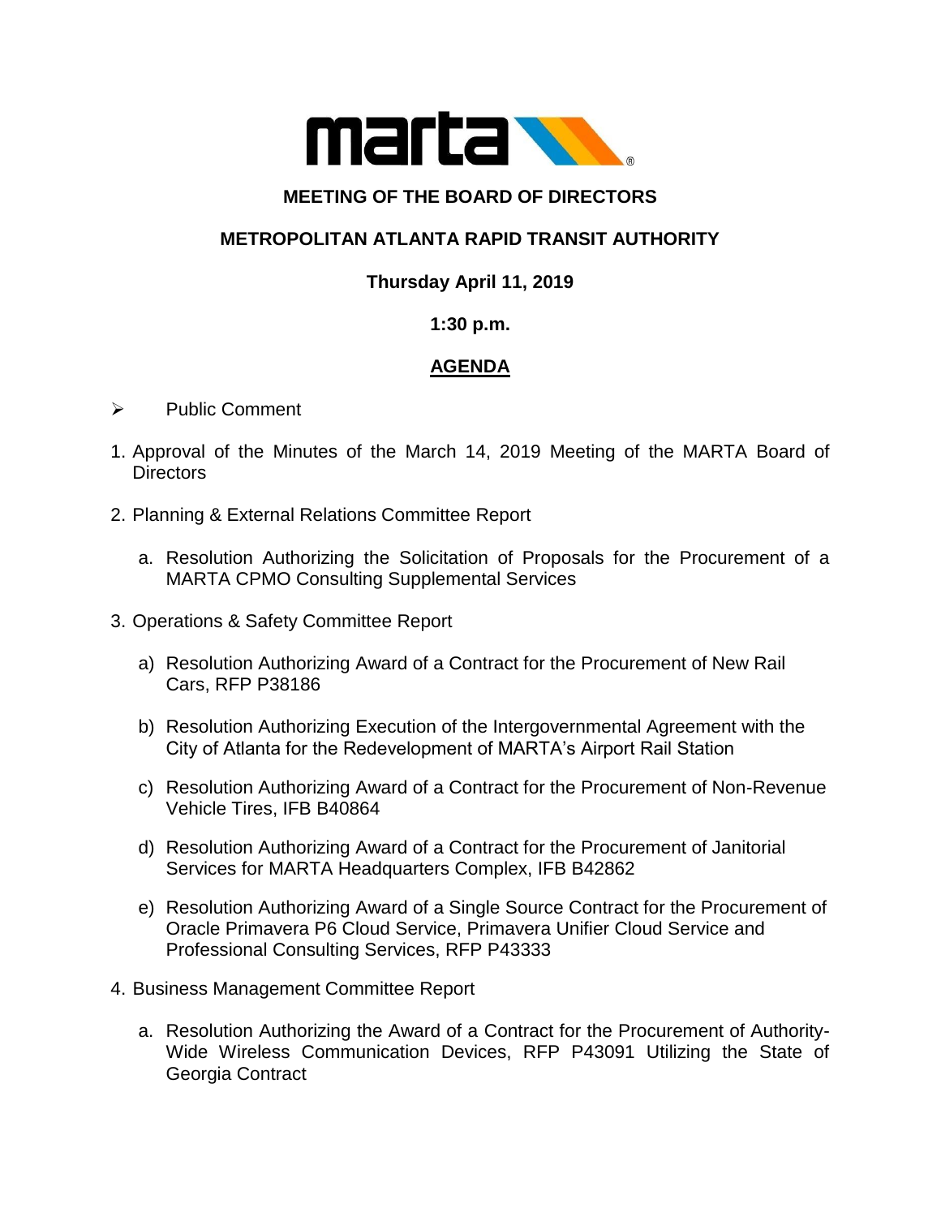# MEETING OF THE BOARD OF DIRECTORS

## METROPOLITAN ATLANTA RAPID TRANSIT AUTHORITY

**Thursday April 11, 2019**

**1:30 p.m.**

## AGENDA

- Public Comment

1. Approval of the Minutes of the March 14, 2019 Meeting of the MARTA Board of Directors

2. Planning & External Relations Committee Report

   a. Resolution Authorizing the Solicitation of Proposals for the Procurement of a MARTA CPMO Consulting Supplemental Services

3. Operations & Safety Committee Report

   a) Resolution Authorizing Award of a Contract for the Procurement of New Rail Cars, RFP P38186

   b) Resolution Authorizing Execution of the Intergovernmental Agreement with the City of Atlanta for the Redevelopment of MARTA's Airport Rail Station

   c) Resolution Authorizing Award of a Contract for the Procurement of Non-Revenue Vehicle Tires, IFB B40864

   d) Resolution Authorizing Award of a Contract for the Procurement of Janitorial Services for MARTA Headquarters Complex, IFB B42862

   e) Resolution Authorizing Award of a Single Source Contract for the Procurement of Oracle Primavera P6 Cloud Service, Primavera Unifier Cloud Service and Professional Consulting Services, RFP P43333

4. Business Management Committee Report

   a. Resolution Authorizing the Award of a Contract for the Procurement of Authority-Wide Wireless Communication Devices, RFP P43091 Utilizing the State of Georgia Contract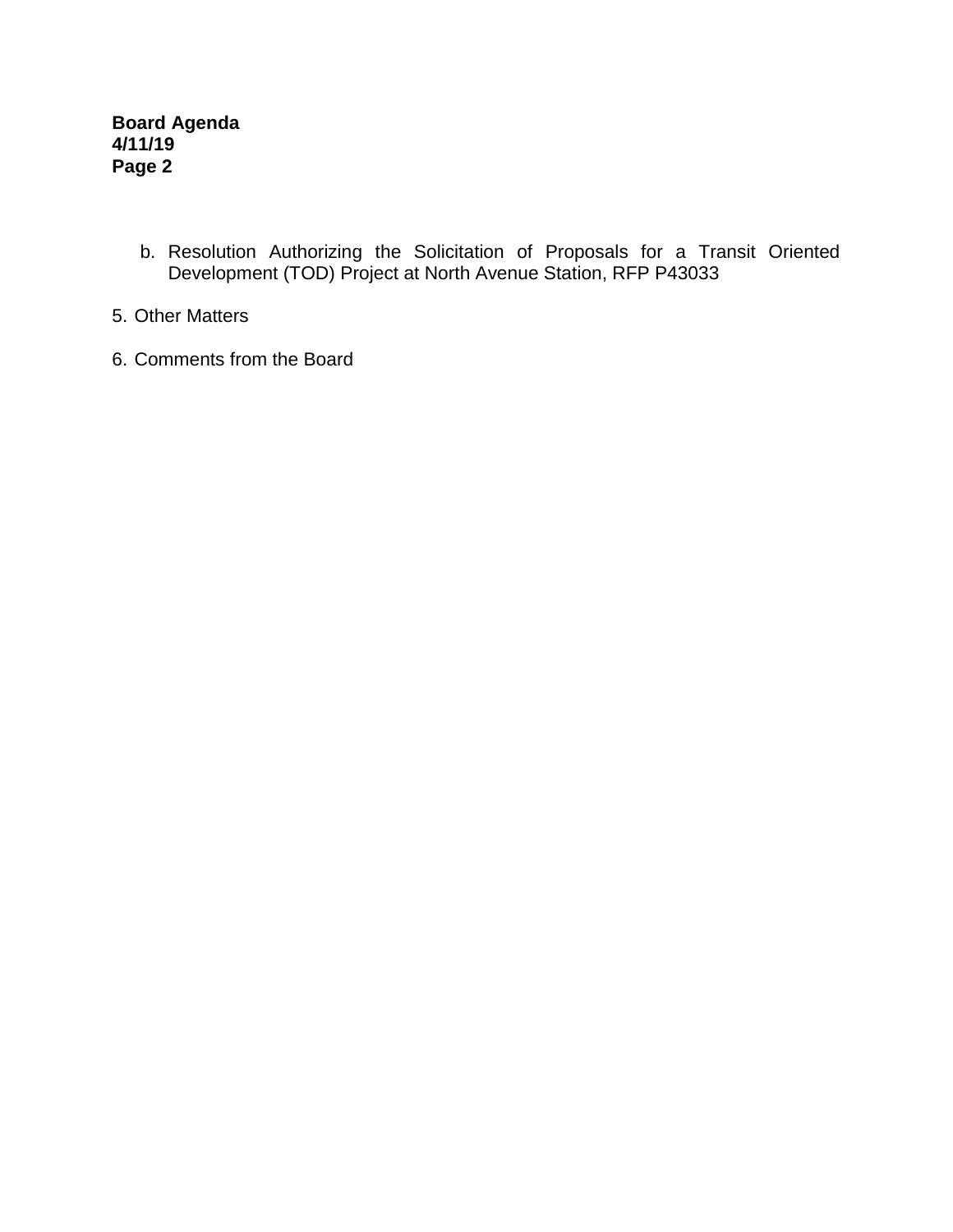b. Resolution Authorizing the Solicitation of Proposals for a Transit Oriented Development (TOD) Project at North Avenue Station, RFP P43033

5. Other Matters

6. Comments from the Board